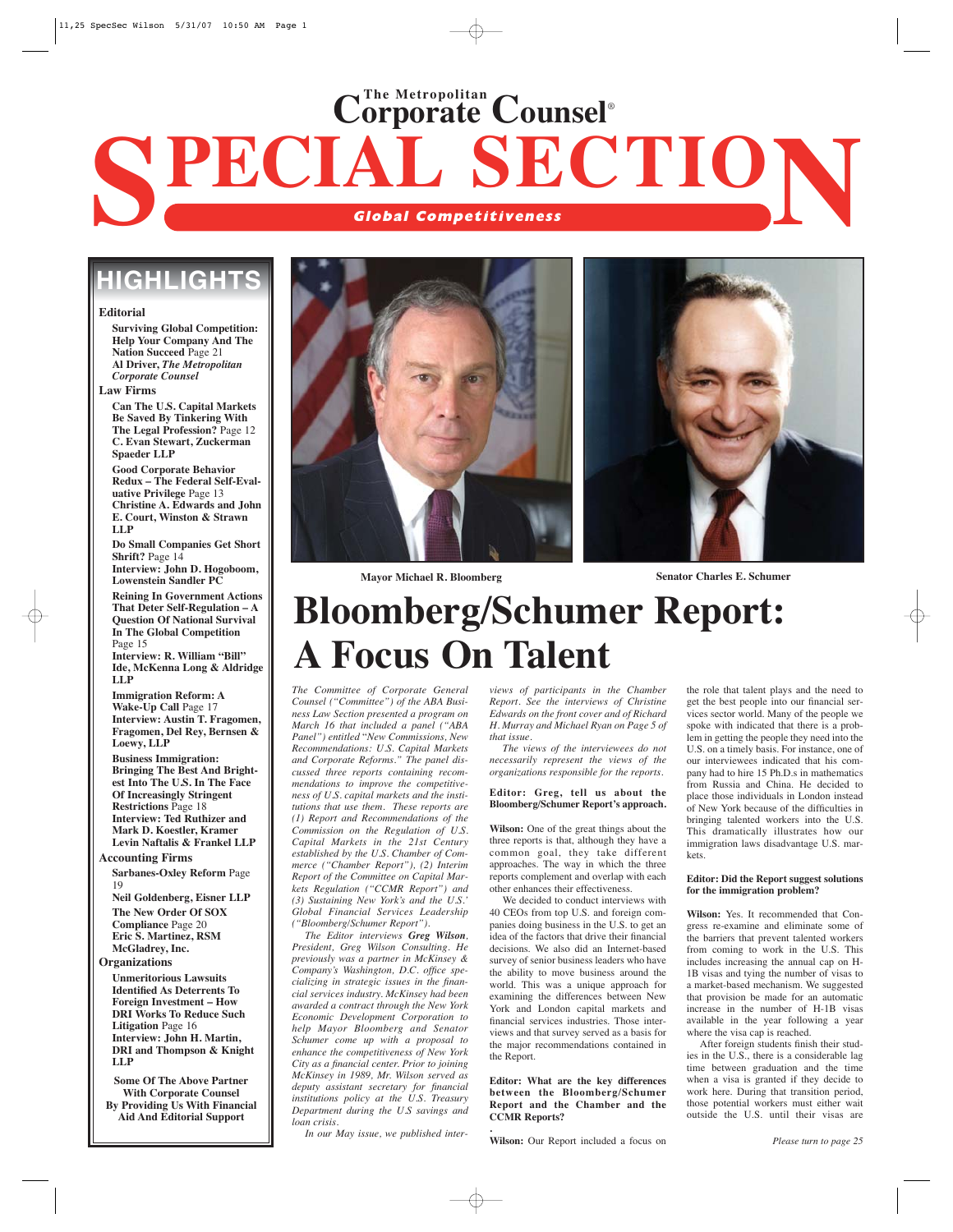# The Metropolitan Corporate Counsel®

# SPECIAL SECTION

***Global Competitiveness***

## HIGHLIGHTS

**Editorial**

**Surviving Global Competition: Help Your Company And The Nation Succeed** Page 21
**Al Driver, *The Metropolitan Corporate Counsel***

**Law Firms**

**Can The U.S. Capital Markets Be Saved By Tinkering With The Legal Profession?** Page 12
**C. Evan Stewart, Zuckerman Spaeder LLP**

**Good Corporate Behavior Redux – The Federal Self-Evaluative Privilege** Page 13
**Christine A. Edwards and John E. Court, Winston & Strawn LLP**

**Do Small Companies Get Short Shrift?** Page 14
**Interview: John D. Hogoboom, Lowenstein Sandler PC**

**Reining In Government Actions That Deter Self-Regulation – A Question Of National Survival In The Global Competition** Page 15
**Interview: R. William "Bill" Ide, McKenna Long & Aldridge LLP**

**Immigration Reform: A Wake-Up Call** Page 17
**Interview: Austin T. Fragomen, Fragomen, Del Rey, Bernsen & Loewy, LLP**

**Business Immigration: Bringing The Best And Brightest Into The U.S. In The Face Of Increasingly Stringent Restrictions** Page 18
**Interview: Ted Ruthizer and Mark D. Koestler, Kramer Levin Naftalis & Frankel LLP**

**Accounting Firms**

**Sarbanes-Oxley Reform** Page 19
**Neil Goldenberg, Eisner LLP**

**The New Order Of SOX Compliance** Page 20
**Eric S. Martinez, RSM McGladrey, Inc.**

**Organizations**

**Unmeritorious Lawsuits Identified As Deterrents To Foreign Investment – How DRI Works To Reduce Such Litigation** Page 16
**Interview: John H. Martin, DRI and Thompson & Knight LLP**

**Some Of The Above Partner With Corporate Counsel By Providing Us With Financial Aid And Editorial Support**

---

**Mayor Michael R. Bloomberg** | **Senator Charles E. Schumer**

# Bloomberg/Schumer Report: A Focus On Talent

*The Committee of Corporate General Counsel ("Committee") of the ABA Business Law Section presented a program on March 16 that included a panel ("ABA Panel") entitled "New Commissions, New Recommendations: U.S. Capital Markets and Corporate Reforms." The panel discussed three reports containing recommendations to improve the competitiveness of U.S. capital markets and the institutions that use them. These reports are (1) Report and Recommendations of the Commission on the Regulation of U.S. Capital Markets in the 21st Century established by the U.S. Chamber of Commerce ("Chamber Report"), (2) Interim Report of the Committee on Capital Markets Regulation ("CCMR Report") and (3) Sustaining New York's and the U.S.' Global Financial Services Leadership ("Bloomberg/Schumer Report").*

*The Editor interviews **Greg Wilson**, President, Greg Wilson Consulting. He previously was a partner in McKinsey & Company's Washington, D.C. office specializing in strategic issues in the financial services industry. McKinsey had been awarded a contract through the New York Economic Development Corporation to help Mayor Bloomberg and Senator Schumer come up with a proposal to enhance the competitiveness of New York City as a financial center. Prior to joining McKinsey in 1989, Mr. Wilson served as deputy assistant secretary for financial institutions policy at the U.S. Treasury Department during the U.S savings and loan crisis.*

*In our May issue, we published interviews of participants in the Chamber Report. See the interviews of Christine Edwards on the front cover and of Richard H. Murray and Michael Ryan on Page 5 of that issue.*

*The views of the interviewees do not necessarily represent the views of the organizations responsible for the reports.*

**Editor: Greg, tell us about the Bloomberg/Schumer Report's approach.**

**Wilson:** One of the great things about the three reports is that, although they have a common goal, they take different approaches. The way in which the three reports complement and overlap with each other enhances their effectiveness.

We decided to conduct interviews with 40 CEOs from top U.S. and foreign companies doing business in the U.S. to get an idea of the factors that drive their financial decisions. We also did an Internet-based survey of senior business leaders who have the ability to move business around the world. This was a unique approach for examining the differences between New York and London capital markets and financial services industries. Those interviews and that survey served as a basis for the major recommendations contained in the Report.

**Editor: What are the key differences between the Bloomberg/Schumer Report and the Chamber and the CCMR Reports?**

**Wilson:** Our Report included a focus on the role that talent plays and the need to get the best people into our financial services sector world. Many of the people we spoke with indicated that there is a problem in getting the people they need into the U.S. on a timely basis. For instance, one of our interviewees indicated that his company had to hire 15 Ph.D.s in mathematics from Russia and China. He decided to place those individuals in London instead of New York because of the difficulties in bringing talented workers into the U.S. This dramatically illustrates how our immigration laws disadvantage U.S. markets.

**Editor: Did the Report suggest solutions for the immigration problem?**

**Wilson:** Yes. It recommended that Congress re-examine and eliminate some of the barriers that prevent talented workers from coming to work in the U.S. This includes increasing the annual cap on H-1B visas and tying the number of visas to a market-based mechanism. We suggested that provision be made for an automatic increase in the number of H-1B visas available in the year following a year where the visa cap is reached.

After foreign students finish their studies in the U.S., there is a considerable lag time between graduation and the time when a visa is granted if they decide to work here. During that transition period, those potential workers must either wait outside the U.S. until their visas are

*Please turn to page 25*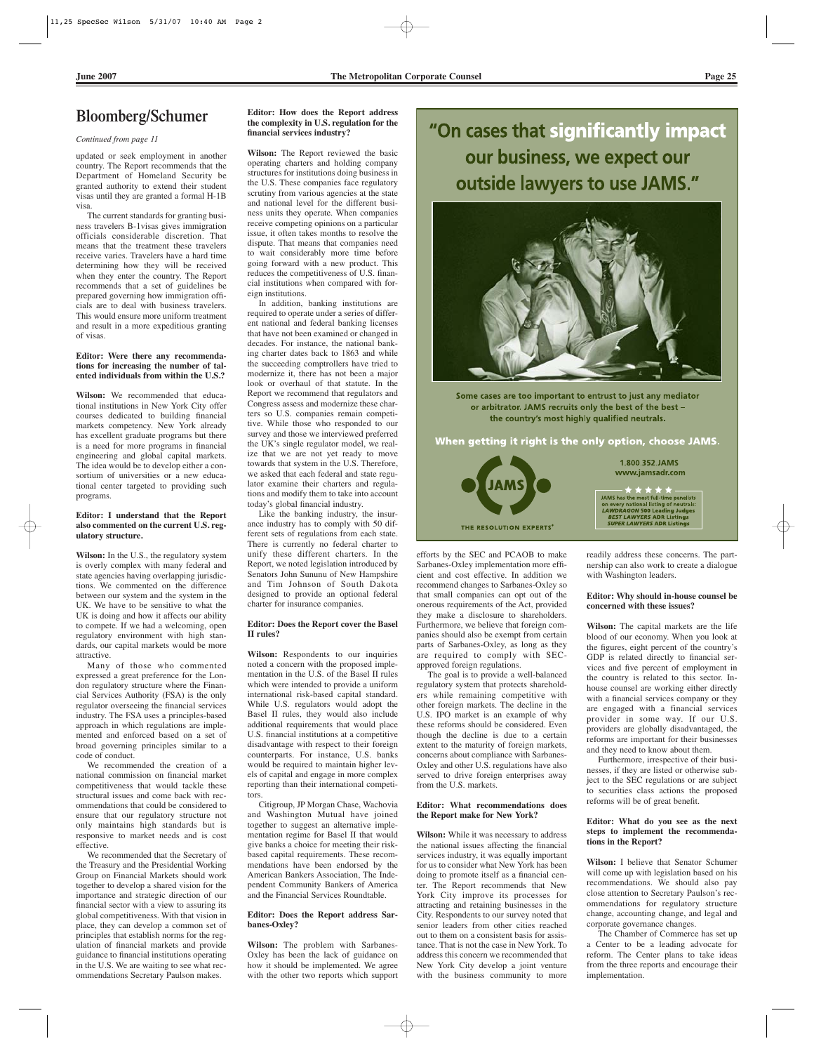# Bloomberg/Schumer

*Continued from page 11*

updated or seek employment in another country. The Report recommends that the Department of Homeland Security be granted authority to extend their student visas until they are granted a formal H-1B visa.

The current standards for granting business travelers B-1visas gives immigration officials considerable discretion. That means that the treatment these travelers receive varies. Travelers have a hard time determining how they will be received when they enter the country. The Report recommends that a set of guidelines be prepared governing how immigration officials are to deal with business travelers. This would ensure more uniform treatment and result in a more expeditious granting of visas.

**Editor: Were there any recommendations for increasing the number of talented individuals from within the U.S.?**

**Wilson:** We recommended that educational institutions in New York City offer courses dedicated to building financial markets competency. New York already has excellent graduate programs but there is a need for more programs in financial engineering and global capital markets. The idea would be to develop either a consortium of universities or a new educational center targeted to providing such programs.

**Editor: I understand that the Report also commented on the current U.S. regulatory structure.**

**Wilson:** In the U.S., the regulatory system is overly complex with many federal and state agencies having overlapping jurisdictions. We commented on the difference between our system and the system in the UK. We have to be sensitive to what the UK is doing and how it affects our ability to compete. If we had a welcoming, open regulatory environment with high standards, our capital markets would be more attractive.

Many of those who commented expressed a great preference for the London regulatory structure where the Financial Services Authority (FSA) is the only regulator overseeing the financial services industry. The FSA uses a principles-based approach in which regulations are implemented and enforced based on a set of broad governing principles similar to a code of conduct.

We recommended the creation of a national commission on financial market competitiveness that would tackle these structural issues and come back with recommendations that could be considered to ensure that our regulatory structure not only maintains high standards but is responsive to market needs and is cost effective.

We recommended that the Secretary of the Treasury and the Presidential Working Group on Financial Markets should work together to develop a shared vision for the importance and strategic direction of our financial sector with a view to assuring its global competitiveness. With that vision in place, they can develop a common set of principles that establish norms for the regulation of financial markets and provide guidance to financial institutions operating in the U.S. We are waiting to see what recommendations Secretary Paulson makes.

**Editor: How does the Report address the complexity in U.S. regulation for the financial services industry?**

**Wilson:** The Report reviewed the basic operating charters and holding company structures for institutions doing business in the U.S. These companies face regulatory scrutiny from various agencies at the state and national level for the different business units they operate. When companies receive competing opinions on a particular issue, it often takes months to resolve the dispute. That means that companies need to wait considerably more time before going forward with a new product. This reduces the competitiveness of U.S. financial institutions when compared with foreign institutions.

In addition, banking institutions are required to operate under a series of different national and federal banking licenses that have not been examined or changed in decades. For instance, the national banking charter dates back to 1863 and while the succeeding comptrollers have tried to modernize it, there has not been a major look or overhaul of that statute. In the Report we recommend that regulators and Congress assess and modernize these charters so U.S. companies remain competitive. While those who responded to our survey and those we interviewed preferred the UK's single regulator model, we realize that we are not yet ready to move towards that system in the U.S. Therefore, we asked that each federal and state regulator examine their charters and regulations and modify them to take into account today's global financial industry.

Like the banking industry, the insurance industry has to comply with 50 different sets of regulations from each state. There is currently no federal charter to unify these different charters. In the Report, we noted legislation introduced by Senators John Sununu of New Hampshire and Tim Johnson of South Dakota designed to provide an optional federal charter for insurance companies.

**Editor: Does the Report cover the Basel II rules?**

**Wilson:** Respondents to our inquiries noted a concern with the proposed implementation in the U.S. of the Basel II rules which were intended to provide a uniform international risk-based capital standard. While U.S. regulators would adopt the Basel II rules, they would also include additional requirements that would place U.S. financial institutions at a competitive disadvantage with respect to their foreign counterparts. For instance, U.S. banks would be required to maintain higher levels of capital and engage in more complex reporting than their international competitors.

Citigroup, JP Morgan Chase, Wachovia and Washington Mutual have joined together to suggest an alternative implementation regime for Basel II that would give banks a choice for meeting their risk-based capital requirements. These recommendations have been endorsed by the American Bankers Association, The Independent Community Bankers of America and the Financial Services Roundtable.

**Editor: Does the Report address Sarbanes-Oxley?**

**Wilson:** The problem with Sarbanes-Oxley has been the lack of guidance on how it should be implemented. We agree with the other two reports which support efforts by the SEC and PCAOB to make Sarbanes-Oxley implementation more efficient and cost effective. In addition we recommend changes to Sarbanes-Oxley so that small companies can opt out of the onerous requirements of the Act, provided they make a disclosure to shareholders. Furthermore, we believe that foreign companies should also be exempt from certain parts of Sarbanes-Oxley, as long as they are required to comply with SEC-approved foreign regulations.

The goal is to provide a well-balanced regulatory system that protects shareholders while remaining competitive with other foreign markets. The decline in the U.S. IPO market is an example of why these reforms should be considered. Even though the decline is due to a certain extent to the maturity of foreign markets, concerns about compliance with Sarbanes-Oxley and other U.S. regulations have also served to drive foreign enterprises away from the U.S. markets.

**Editor: What recommendations does the Report make for New York?**

**Wilson:** While it was necessary to address the national issues affecting the financial services industry, it was equally important for us to consider what New York has been doing to promote itself as a financial center. The Report recommends that New York City improve its processes for attracting and retaining businesses in the City. Respondents to our survey noted that senior leaders from other cities reached out to them on a consistent basis for assistance. That is not the case in New York. To address this concern we recommended that New York City develop a joint venture with the business community to more readily address these concerns. The partnership can also work to create a dialogue with Washington leaders.

**Editor: Why should in-house counsel be concerned with these issues?**

**Wilson:** The capital markets are the life blood of our economy. When you look at the figures, eight percent of the country's GDP is related directly to financial services and five percent of employment in the country is related to this sector. In-house counsel are working either directly with a financial services company or they are engaged with a financial services provider in some way. If our U.S. providers are globally disadvantaged, the reforms are important for their businesses and they need to know about them.

Furthermore, irrespective of their businesses, if they are listed or otherwise subject to the SEC regulations or are subject to securities class actions the proposed reforms will be of great benefit.

**Editor: What do you see as the next steps to implement the recommendations in the Report?**

**Wilson:** I believe that Senator Schumer will come up with legislation based on his recommendations. We should also pay close attention to Secretary Paulson's recommendations for regulatory structure change, accounting change, and legal and corporate governance changes.

The Chamber of Commerce has set up a Center to be a leading advocate for reform. The Center plans to take ideas from the three reports and encourage their implementation.

"On cases that significantly impact our business, we expect our outside lawyers to use JAMS."

Some cases are too important to entrust to just any mediator or arbitrator. JAMS recruits only the best of the best – the country's most highly qualified neutrals.

When getting it right is the only option, choose JAMS.

JAMS
THE RESOLUTION EXPERTS®

1.800.352.JAMS
www.jamsadr.com

JAMS has the most full-time panelists on every national listing of neutrals:
*LAWDRAGON* 500 Leading Judges
*BEST LAWYERS* ADR Listings
*SUPER LAWYERS* ADR Listings